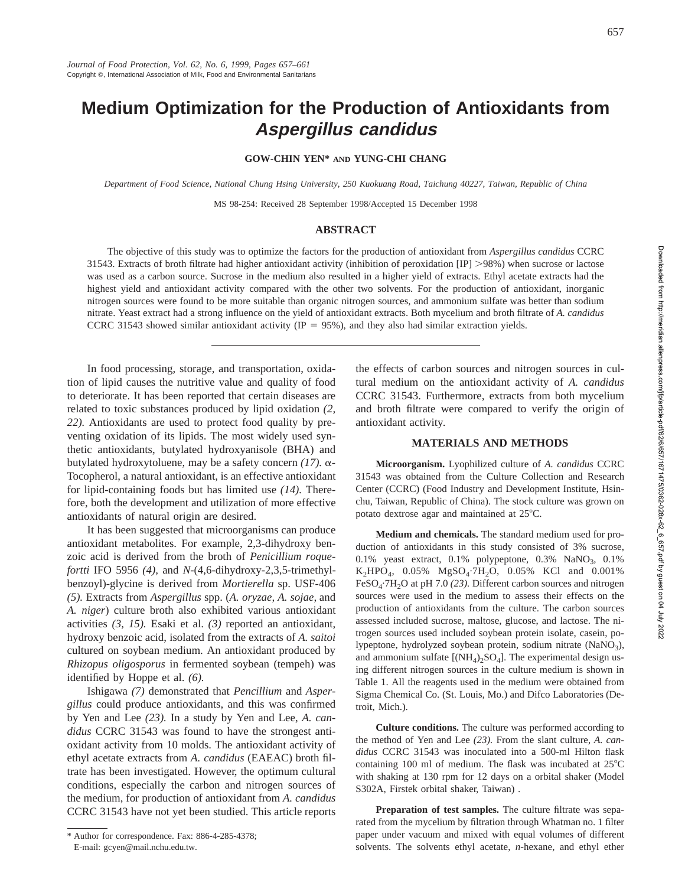# Medium Optimization for the Production of Antioxidants from *Aspergillus candidus*

**GOW-CHIN YEN\* AND YUNG-CHI CHANG**

*Department of Food Science, National Chung Hsing University, 250 Kuokuang Road, Taichung 40227, Taiwan, Republic of China*

MS 98-254: Received 28 September 1998/Accepted 15 December 1998

## ABSTRACT

The objective of this study was to optimize the factors for the production of antioxidant from *Aspergillus candidus* CCRC 31543. Extracts of broth filtrate had higher antioxidant activity (inhibition of peroxidation [IP] >98%) when sucrose or lactose was used as a carbon source. Sucrose in the medium also resulted in a higher yield of extracts. Ethyl acetate extracts had the highest yield and antioxidant activity compared with the other two solvents. For the production of antioxidant, inorganic nitrogen sources were found to be more suitable than organic nitrogen sources, and ammonium sulfate was better than sodium nitrate. Yeast extract had a strong influence on the yield of antioxidant extracts. Both mycelium and broth filtrate of *A. candidus* CCRC 31543 showed similar antioxidant activity (IP = 95%), and they also had similar extraction yields.

---

In food processing, storage, and transportation, oxidation of lipid causes the nutritive value and quality of food to deteriorate. It has been reported that certain diseases are related to toxic substances produced by lipid oxidation *(2, 22)*. Antioxidants are used to protect food quality by preventing oxidation of its lipids. The most widely used synthetic antioxidants, butylated hydroxyanisole (BHA) and butylated hydroxytoluene, may be a safety concern *(17)*. α-Tocopherol, a natural antioxidant, is an effective antioxidant for lipid-containing foods but has limited use *(14)*. Therefore, both the development and utilization of more effective antioxidants of natural origin are desired.

It has been suggested that microorganisms can produce antioxidant metabolites. For example, 2,3-dihydroxy benzoic acid is derived from the broth of *Penicillium roquefortti* IFO 5956 *(4)*, and *N*-(4,6-dihydroxy-2,3,5-trimethylbenzoyl)-glycine is derived from *Mortierella* sp. USF-406 *(5)*. Extracts from *Aspergillus* spp. (*A. oryzae*, *A. sojae*, and *A. niger*) culture broth also exhibited various antioxidant activities *(3, 15)*. Esaki et al. *(3)* reported an antioxidant, hydroxy benzoic acid, isolated from the extracts of *A. saitoi* cultured on soybean medium. An antioxidant produced by *Rhizopus oligosporus* in fermented soybean (tempeh) was identified by Hoppe et al. *(6)*.

Ishigawa *(7)* demonstrated that *Pencillium* and *Aspergillus* could produce antioxidants, and this was confirmed by Yen and Lee *(23)*. In a study by Yen and Lee, *A. candidus* CCRC 31543 was found to have the strongest antioxidant activity from 10 molds. The antioxidant activity of ethyl acetate extracts from *A. candidus* (EAEAC) broth filtrate has been investigated. However, the optimum cultural conditions, especially the carbon and nitrogen sources of the medium, for production of antioxidant from *A. candidus* CCRC 31543 have not yet been studied. This article reports the effects of carbon sources and nitrogen sources in cultural medium on the antioxidant activity of *A. candidus* CCRC 31543. Furthermore, extracts from both mycelium and broth filtrate were compared to verify the origin of antioxidant activity.

\* Author for correspondence. Fax: 886-4-285-4378; E-mail: gcyen@mail.nchu.edu.tw.

## MATERIALS AND METHODS

**Microorganism.** Lyophilized culture of *A. candidus* CCRC 31543 was obtained from the Culture Collection and Research Center (CCRC) (Food Industry and Development Institute, Hsinchu, Taiwan, Republic of China). The stock culture was grown on potato dextrose agar and maintained at 25°C.

**Medium and chemicals.** The standard medium used for production of antioxidants in this study consisted of 3% sucrose, 0.1% yeast extract, 0.1% polypeptone, 0.3% $NaNO_3$, 0.1% $K_2HPO_4$, 0.05% $MgSO_4 \cdot 7H_2O$, 0.05% KCl and 0.001% $FeSO_4 \cdot 7H_2O$ at pH 7.0 *(23)*. Different carbon sources and nitrogen sources were used in the medium to assess their effects on the production of antioxidants from the culture. The carbon sources assessed included sucrose, maltose, glucose, and lactose. The nitrogen sources used included soybean protein isolate, casein, polypeptone, hydrolyzed soybean protein, sodium nitrate ($NaNO_3$), and ammonium sulfate [$(NH_4)_2SO_4$]. The experimental design using different nitrogen sources in the culture medium is shown in Table 1. All the reagents used in the medium were obtained from Sigma Chemical Co. (St. Louis, Mo.) and Difco Laboratories (Detroit, Mich.).

**Culture conditions.** The culture was performed according to the method of Yen and Lee *(23)*. From the slant culture, *A. candidus* CCRC 31543 was inoculated into a 500-ml Hilton flask containing 100 ml of medium. The flask was incubated at 25°C with shaking at 130 rpm for 12 days on a orbital shaker (Model S302A, Firstek orbital shaker, Taiwan) .

**Preparation of test samples.** The culture filtrate was separated from the mycelium by filtration through Whatman no. 1 filter paper under vacuum and mixed with equal volumes of different solvents. The solvents ethyl acetate, *n*-hexane, and ethyl ether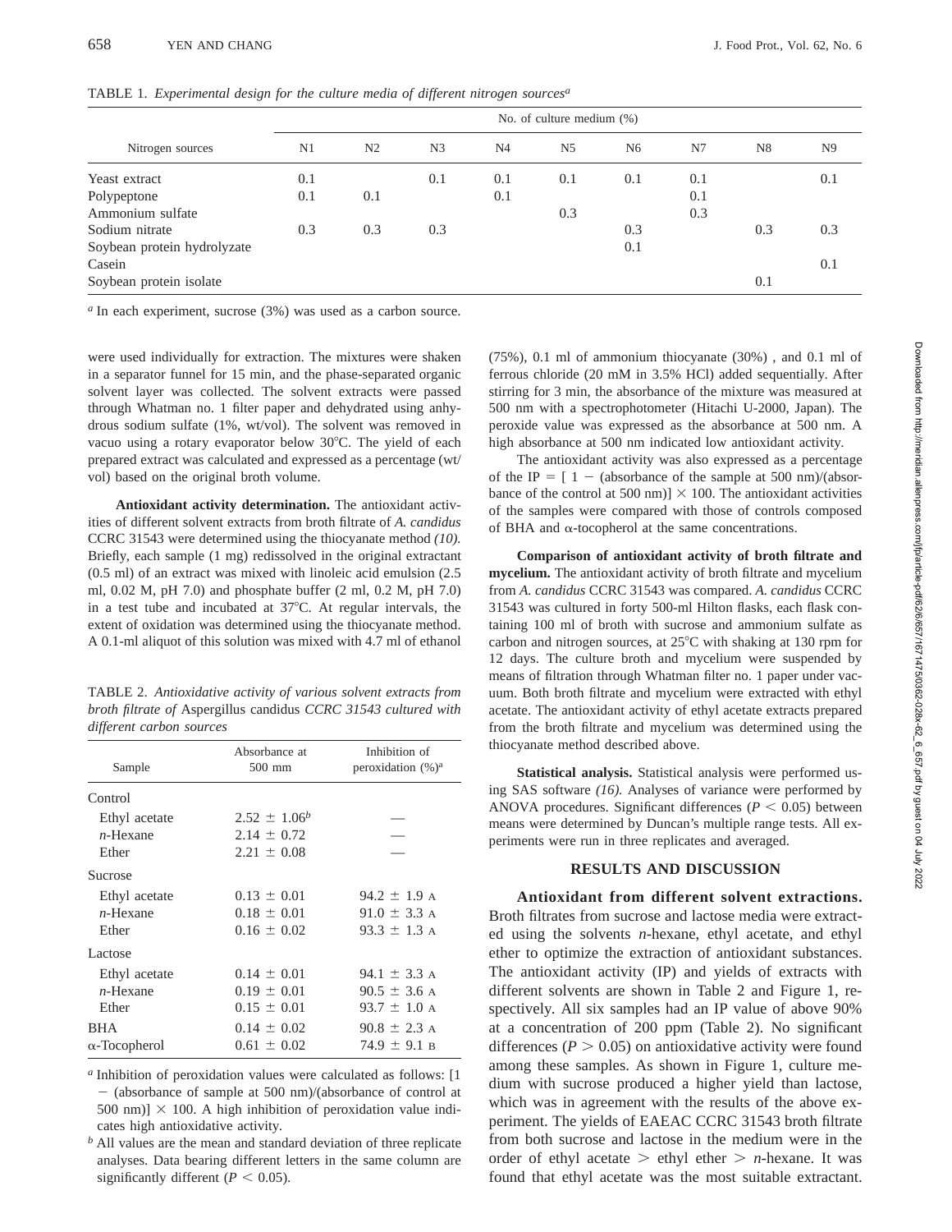TABLE 1. *Experimental design for the culture media of different nitrogen sources*[a]

| Nitrogen sources | No. of culture medium (%) | | | | | | | | |
|---|---|---|---|---|---|---|---|---|---|
| | N1 | N2 | N3 | N4 | N5 | N6 | N7 | N8 | N9 |
| Yeast extract | 0.1 | | 0.1 | 0.1 | 0.1 | 0.1 | 0.1 | | 0.1 |
| Polypeptone | 0.1 | 0.1 | | 0.1 | | | 0.1 | | |
| Ammonium sulfate | | | | | 0.3 | | 0.3 | | |
| Sodium nitrate | 0.3 | 0.3 | 0.3 | | | 0.3 | | 0.3 | 0.3 |
| Soybean protein hydrolyzate | | | | | | 0.1 | | | |
| Casein | | | | | | | | | 0.1 |
| Soybean protein isolate | | | | | | | | 0.1 | |

[a] In each experiment, sucrose (3%) was used as a carbon source.

were used individually for extraction. The mixtures were shaken in a separator funnel for 15 min, and the phase-separated organic solvent layer was collected. The solvent extracts were passed through Whatman no. 1 filter paper and dehydrated using anhydrous sodium sulfate (1%, wt/vol). The solvent was removed in vacuo using a rotary evaporator below 30°C. The yield of each prepared extract was calculated and expressed as a percentage (wt/vol) based on the original broth volume.

**Antioxidant activity determination.** The antioxidant activities of different solvent extracts from broth filtrate of *A. candidus* CCRC 31543 were determined using the thiocyanate method *(10)*. Briefly, each sample (1 mg) redissolved in the original extractant (0.5 ml) of an extract was mixed with linoleic acid emulsion (2.5 ml, 0.02 M, pH 7.0) and phosphate buffer (2 ml, 0.2 M, pH 7.0) in a test tube and incubated at 37°C. At regular intervals, the extent of oxidation was determined using the thiocyanate method. A 0.1-ml aliquot of this solution was mixed with 4.7 ml of ethanol (75%), 0.1 ml of ammonium thiocyanate (30%), and 0.1 ml of ferrous chloride (20 mM in 3.5% HCl) added sequentially. After stirring for 3 min, the absorbance of the mixture was measured at 500 nm with a spectrophotometer (Hitachi U-2000, Japan). The peroxide value was expressed as the absorbance at 500 nm. A high absorbance at 500 nm indicated low antioxidant activity.

The antioxidant activity was also expressed as a percentage of the IP = [ 1 − (absorbance of the sample at 500 nm)/(absorbance of the control at 500 nm)] × 100. The antioxidant activities of the samples were compared with those of controls composed of BHA and α-tocopherol at the same concentrations.

TABLE 2. *Antioxidative activity of various solvent extracts from broth filtrate of* Aspergillus candidus *CCRC 31543 cultured with different carbon sources*

| Sample | Absorbance at 500 mm | Inhibition of peroxidation (%)[a] |
|---|---|---|
| Control | | |
| Ethyl acetate | 2.52 ± 1.06[b] | — |
| *n*-Hexane | 2.14 ± 0.72 | — |
| Ether | 2.21 ± 0.08 | — |
| Sucrose | | |
| Ethyl acetate | 0.13 ± 0.01 | 94.2 ± 1.9 A |
| *n*-Hexane | 0.18 ± 0.01 | 91.0 ± 3.3 A |
| Ether | 0.16 ± 0.02 | 93.3 ± 1.3 A |
| Lactose | | |
| Ethyl acetate | 0.14 ± 0.01 | 94.1 ± 3.3 A |
| *n*-Hexane | 0.19 ± 0.01 | 90.5 ± 3.6 A |
| Ether | 0.15 ± 0.01 | 93.7 ± 1.0 A |
| BHA | 0.14 ± 0.02 | 90.8 ± 2.3 A |
| α-Tocopherol | 0.61 ± 0.02 | 74.9 ± 9.1 B |

[a] Inhibition of peroxidation values were calculated as follows: [1 − (absorbance of sample at 500 nm)/(absorbance of control at 500 nm)] × 100. A high inhibition of peroxidation value indicates high antioxidative activity.

[b] All values are the mean and standard deviation of three replicate analyses. Data bearing different letters in the same column are significantly different ($P < 0.05$).

**Comparison of antioxidant activity of broth filtrate and mycelium.** The antioxidant activity of broth filtrate and mycelium from *A. candidus* CCRC 31543 was compared. *A. candidus* CCRC 31543 was cultured in forty 500-ml Hilton flasks, each flask containing 100 ml of broth with sucrose and ammonium sulfate as carbon and nitrogen sources, at 25°C with shaking at 130 rpm for 12 days. The culture broth and mycelium were suspended by means of filtration through Whatman filter no. 1 paper under vacuum. Both broth filtrate and mycelium were extracted with ethyl acetate. The antioxidant activity of ethyl acetate extracts prepared from the broth filtrate and mycelium was determined using the thiocyanate method described above.

**Statistical analysis.** Statistical analysis were performed using SAS software *(16)*. Analyses of variance were performed by ANOVA procedures. Significant differences ($P < 0.05$) between means were determined by Duncan's multiple range tests. All experiments were run in three replicates and averaged.

## RESULTS AND DISCUSSION

**Antioxidant from different solvent extractions.** Broth filtrates from sucrose and lactose media were extracted using the solvents *n*-hexane, ethyl acetate, and ethyl ether to optimize the extraction of antioxidant substances. The antioxidant activity (IP) and yields of extracts with different solvents are shown in Table 2 and Figure 1, respectively. All six samples had an IP value of above 90% at a concentration of 200 ppm (Table 2). No significant differences ($P > 0.05$) on antioxidative activity were found among these samples. As shown in Figure 1, culture medium with sucrose produced a higher yield than lactose, which was in agreement with the results of the above experiment. The yields of EAEAC CCRC 31543 broth filtrate from both sucrose and lactose in the medium were in the order of ethyl acetate > ethyl ether > *n*-hexane. It was found that ethyl acetate was the most suitable extractant.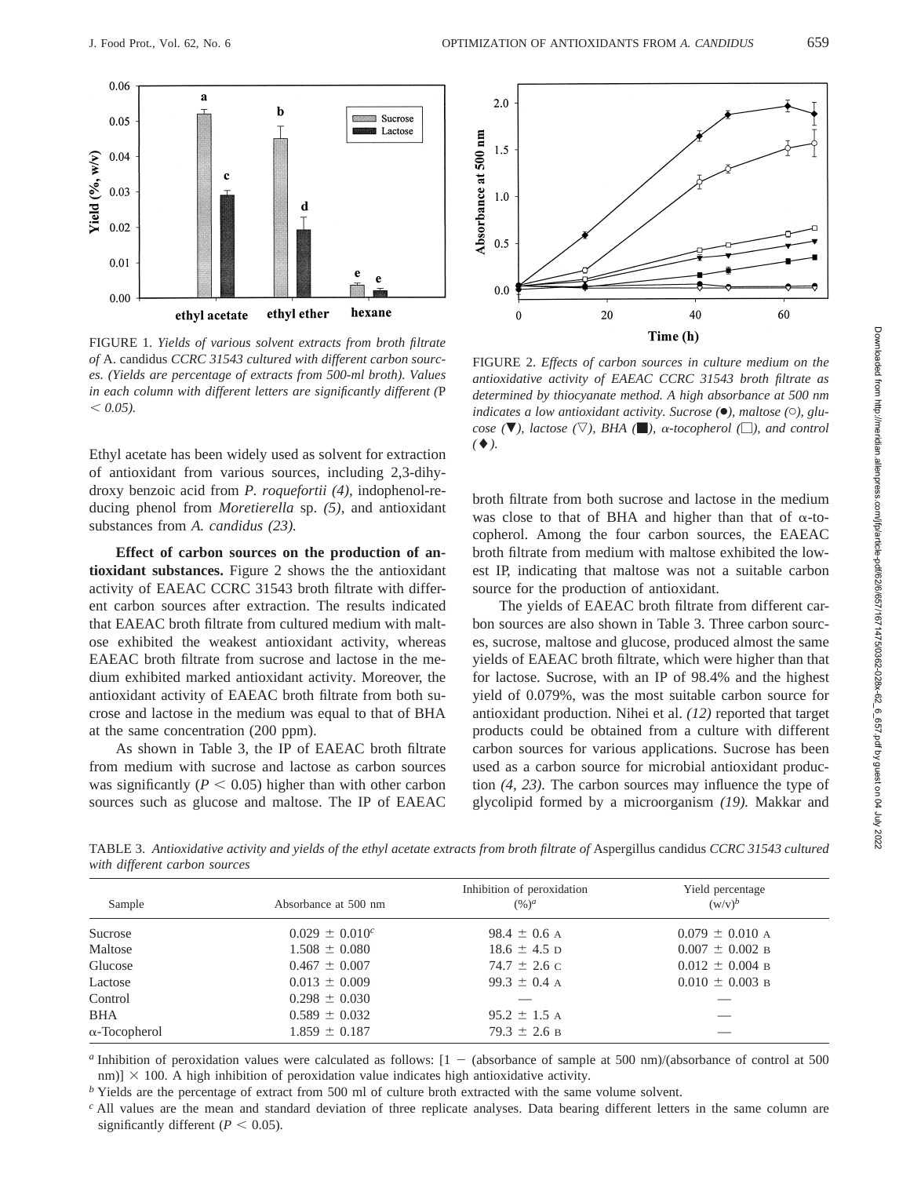FIGURE 1. *Yields of various solvent extracts from broth filtrate of* A. candidus *CCRC 31543 cultured with different carbon sources. (Yields are percentage of extracts from 500-ml broth). Values in each column with different letters are significantly different (*$P < 0.05$*).*

FIGURE 2. *Effects of carbon sources in culture medium on the antioxidative activity of EAEAC CCRC 31543 broth filtrate as determined by thiocyanate method. A high absorbance at 500 nm indicates a low antioxidant activity. Sucrose (●), maltose (○), glucose (▼), lactose (▽), BHA (■), α-tocopherol (□), and control (♦).*

Ethyl acetate has been widely used as solvent for extraction of antioxidant from various sources, including 2,3-dihydroxy benzoic acid from *P. roquefortii (4),* indophenol-reducing phenol from *Moretierella* sp. *(5),* and antioxidant substances from *A. candidus (23).*

**Effect of carbon sources on the production of antioxidant substances.** Figure 2 shows the the antioxidant activity of EAEAC CCRC 31543 broth filtrate with different carbon sources after extraction. The results indicated that EAEAC broth filtrate from cultured medium with maltose exhibited the weakest antioxidant activity, whereas EAEAC broth filtrate from sucrose and lactose in the medium exhibited marked antioxidant activity. Moreover, the antioxidant activity of EAEAC broth filtrate from both sucrose and lactose in the medium was equal to that of BHA at the same concentration (200 ppm).

As shown in Table 3, the IP of EAEAC broth filtrate from medium with sucrose and lactose as carbon sources was significantly ($P < 0.05$) higher than with other carbon sources such as glucose and maltose. The IP of EAEAC broth filtrate from both sucrose and lactose in the medium was close to that of BHA and higher than that of α-tocopherol. Among the four carbon sources, the EAEAC broth filtrate from medium with maltose exhibited the lowest IP, indicating that maltose was not a suitable carbon source for the production of antioxidant.

The yields of EAEAC broth filtrate from different carbon sources are also shown in Table 3. Three carbon sources, sucrose, maltose and glucose, produced almost the same yields of EAEAC broth filtrate, which were higher than that for lactose. Sucrose, with an IP of 98.4% and the highest yield of 0.079%, was the most suitable carbon source for antioxidant production. Nihei et al. *(12)* reported that target products could be obtained from a culture with different carbon sources for various applications. Sucrose has been used as a carbon source for microbial antioxidant production *(4, 23).* The carbon sources may influence the type of glycolipid formed by a microorganism *(19).* Makkar and

TABLE 3. *Antioxidative activity and yields of the ethyl acetate extracts from broth filtrate of* Aspergillus candidus *CCRC 31543 cultured with different carbon sources*

| Sample | Absorbance at 500 nm | Inhibition of peroxidation (%)[a] | Yield percentage (w/v)[b] |
|---|---|---|---|
| Sucrose | 0.029 ± 0.010[c] | 98.4 ± 0.6 A | 0.079 ± 0.010 A |
| Maltose | 1.508 ± 0.080 | 18.6 ± 4.5 D | 0.007 ± 0.002 B |
| Glucose | 0.467 ± 0.007 | 74.7 ± 2.6 C | 0.012 ± 0.004 B |
| Lactose | 0.013 ± 0.009 | 99.3 ± 0.4 A | 0.010 ± 0.003 B |
| Control | 0.298 ± 0.030 | — | — |
| BHA | 0.589 ± 0.032 | 95.2 ± 1.5 A | — |
| α-Tocopherol | 1.859 ± 0.187 | 79.3 ± 2.6 B | — |

[a] Inhibition of peroxidation values were calculated as follows: $[1 - (\text{absorbance of sample at 500 nm})/(\text{absorbance of control at 500 nm})] \times 100$. A high inhibition of peroxidation value indicates high antioxidative activity.

[b] Yields are the percentage of extract from 500 ml of culture broth extracted with the same volume solvent.

[c] All values are the mean and standard deviation of three replicate analyses. Data bearing different letters in the same column are significantly different ($P < 0.05$).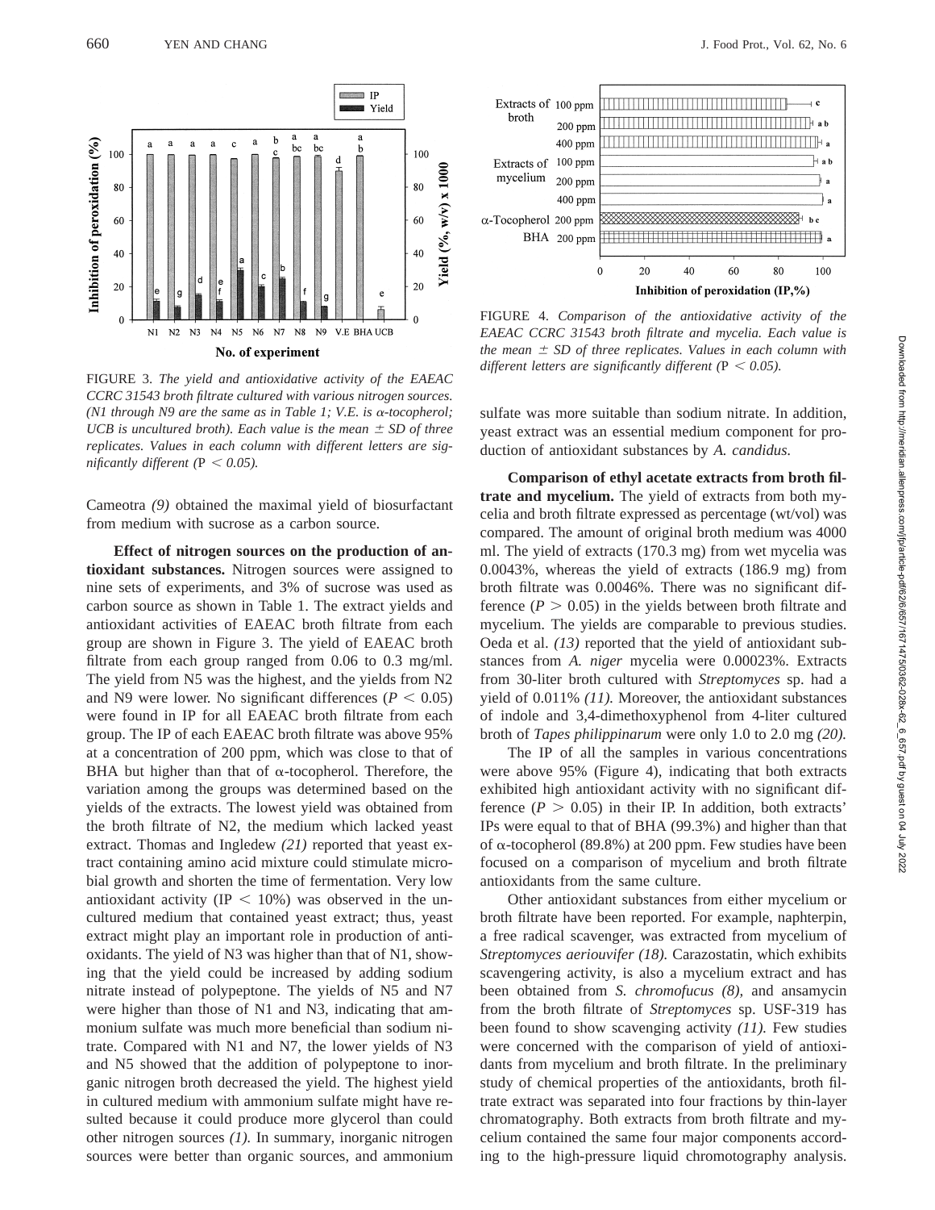FIGURE 3. *The yield and antioxidative activity of the EAEAC CCRC 31543 broth filtrate cultured with various nitrogen sources. (N1 through N9 are the same as in Table 1; V.E. is α-tocopherol; UCB is uncultured broth). Each value is the mean ± SD of three replicates. Values in each column with different letters are significantly different (*$P < 0.05$*).*

FIGURE 4. *Comparison of the antioxidative activity of the EAEAC CCRC 31543 broth filtrate and mycelia. Each value is the mean ± SD of three replicates. Values in each column with different letters are significantly different (*$P < 0.05$*).*

Cameotra *(9)* obtained the maximal yield of biosurfactant from medium with sucrose as a carbon source.

**Effect of nitrogen sources on the production of antioxidant substances.** Nitrogen sources were assigned to nine sets of experiments, and 3% of sucrose was used as carbon source as shown in Table 1. The extract yields and antioxidant activities of EAEAC broth filtrate from each group are shown in Figure 3. The yield of EAEAC broth filtrate from each group ranged from 0.06 to 0.3 mg/ml. The yield from N5 was the highest, and the yields from N2 and N9 were lower. No significant differences ($P < 0.05$) were found in IP for all EAEAC broth filtrate from each group. The IP of each EAEAC broth filtrate was above 95% at a concentration of 200 ppm, which was close to that of BHA but higher than that of α-tocopherol. Therefore, the variation among the groups was determined based on the yields of the extracts. The lowest yield was obtained from the broth filtrate of N2, the medium which lacked yeast extract. Thomas and Ingledew *(21)* reported that yeast extract containing amino acid mixture could stimulate microbial growth and shorten the time of fermentation. Very low antioxidant activity (IP < 10%) was observed in the uncultured medium that contained yeast extract; thus, yeast extract might play an important role in production of antioxidants. The yield of N3 was higher than that of N1, showing that the yield could be increased by adding sodium nitrate instead of polypeptone. The yields of N5 and N7 were higher than those of N1 and N3, indicating that ammonium sulfate was much more beneficial than sodium nitrate. Compared with N1 and N7, the lower yields of N3 and N5 showed that the addition of polypeptone to inorganic nitrogen broth decreased the yield. The highest yield in cultured medium with ammonium sulfate might have resulted because it could produce more glycerol than could other nitrogen sources *(1)*. In summary, inorganic nitrogen sources were better than organic sources, and ammonium sulfate was more suitable than sodium nitrate. In addition, yeast extract was an essential medium component for production of antioxidant substances by *A. candidus.*

**Comparison of ethyl acetate extracts from broth filtrate and mycelium.** The yield of extracts from both mycelia and broth filtrate expressed as percentage (wt/vol) was compared. The amount of original broth medium was 4000 ml. The yield of extracts (170.3 mg) from wet mycelia was 0.0043%, whereas the yield of extracts (186.9 mg) from broth filtrate was 0.0046%. There was no significant difference ($P > 0.05$) in the yields between broth filtrate and mycelium. The yields are comparable to previous studies. Oeda et al. *(13)* reported that the yield of antioxidant substances from *A. niger* mycelia were 0.00023%. Extracts from 30-liter broth cultured with *Streptomyces* sp. had a yield of 0.011% *(11)*. Moreover, the antioxidant substances of indole and 3,4-dimethoxyphenol from 4-liter cultured broth of *Tapes philippinarum* were only 1.0 to 2.0 mg *(20)*.

The IP of all the samples in various concentrations were above 95% (Figure 4), indicating that both extracts exhibited high antioxidant activity with no significant difference ($P > 0.05$) in their IP. In addition, both extracts' IPs were equal to that of BHA (99.3%) and higher than that of α-tocopherol (89.8%) at 200 ppm. Few studies have been focused on a comparison of mycelium and broth filtrate antioxidants from the same culture.

Other antioxidant substances from either mycelium or broth filtrate have been reported. For example, naphterpin, a free radical scavenger, was extracted from mycelium of *Streptomyces aeriouvifer (18)*. Carazostatin, which exhibits scavengering activity, is also a mycelium extract and has been obtained from *S. chromofucus (8)*, and ansamycin from the broth filtrate of *Streptomyces* sp. USF-319 has been found to show scavenging activity *(11)*. Few studies were concerned with the comparison of yield of antioxidants from mycelium and broth filtrate. In the preliminary study of chemical properties of the antioxidants, broth filtrate extract was separated into four fractions by thin-layer chromatography. Both extracts from broth filtrate and mycelium contained the same four major components according to the high-pressure liquid chromotography analysis.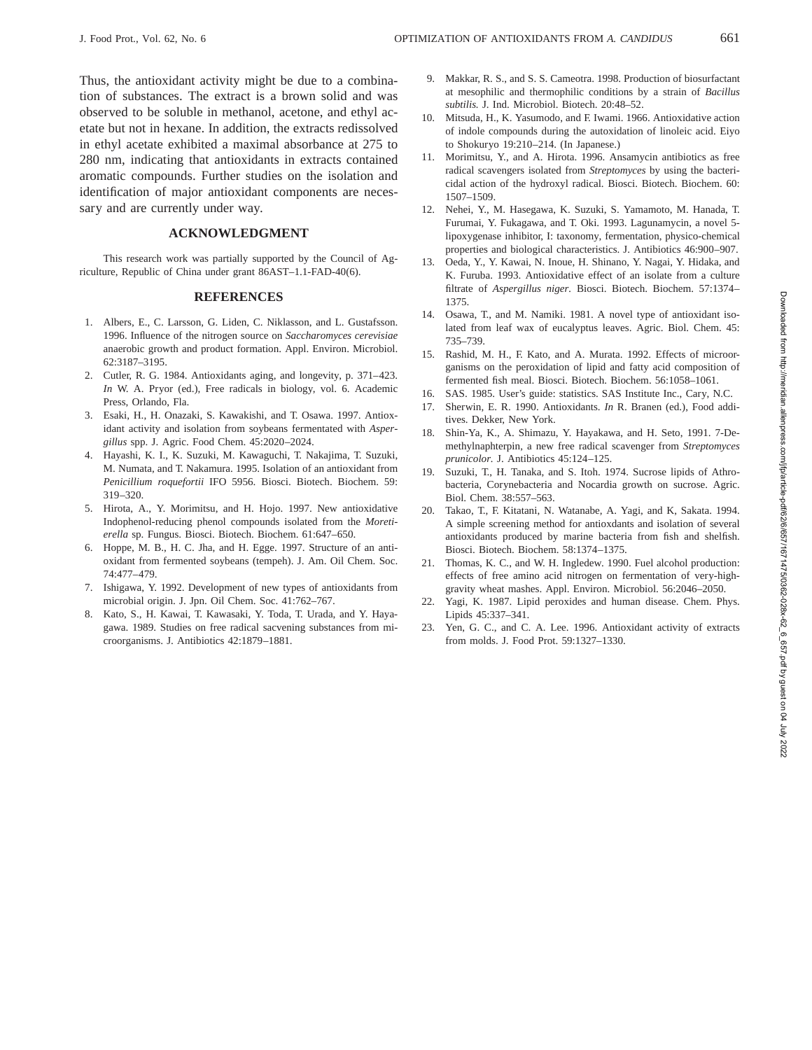Thus, the antioxidant activity might be due to a combination of substances. The extract is a brown solid and was observed to be soluble in methanol, acetone, and ethyl acetate but not in hexane. In addition, the extracts redissolved in ethyl acetate exhibited a maximal absorbance at 275 to 280 nm, indicating that antioxidants in extracts contained aromatic compounds. Further studies on the isolation and identification of major antioxidant components are necessary and are currently under way.

## ACKNOWLEDGMENT

This research work was partially supported by the Council of Agriculture, Republic of China under grant 86AST–1.1-FAD-40(6).

## REFERENCES

1. Albers, E., C. Larsson, G. Liden, C. Niklasson, and L. Gustafsson. 1996. Influence of the nitrogen source on *Saccharomyces cerevisiae* anaerobic growth and product formation. Appl. Environ. Microbiol. 62:3187–3195.
2. Cutler, R. G. 1984. Antioxidants aging, and longevity, p. 371–423. *In* W. A. Pryor (ed.), Free radicals in biology, vol. 6. Academic Press, Orlando, Fla.
3. Esaki, H., H. Onazaki, S. Kawakishi, and T. Osawa. 1997. Antioxidant activity and isolation from soybeans fermentated with *Aspergillus* spp. J. Agric. Food Chem. 45:2020–2024.
4. Hayashi, K. I., K. Suzuki, M. Kawaguchi, T. Nakajima, T. Suzuki, M. Numata, and T. Nakamura. 1995. Isolation of an antioxidant from *Penicillium roquefortii* IFO 5956. Biosci. Biotech. Biochem. 59: 319–320.
5. Hirota, A., Y. Morimitsu, and H. Hojo. 1997. New antioxidative Indophenol-reducing phenol compounds isolated from the *Moretierella* sp. Fungus. Biosci. Biotech. Biochem. 61:647–650.
6. Hoppe, M. B., H. C. Jha, and H. Egge. 1997. Structure of an antioxidant from fermented soybeans (tempeh). J. Am. Oil Chem. Soc. 74:477–479.
7. Ishigawa, Y. 1992. Development of new types of antioxidants from microbial origin. J. Jpn. Oil Chem. Soc. 41:762–767.
8. Kato, S., H. Kawai, T. Kawasaki, Y. Toda, T. Urada, and Y. Hayagawa. 1989. Studies on free radical sacvening substances from microorganisms. J. Antibiotics 42:1879–1881.
9. Makkar, R. S., and S. S. Cameotra. 1998. Production of biosurfactant at mesophilic and thermophilic conditions by a strain of *Bacillus subtilis.* J. Ind. Microbiol. Biotech. 20:48–52.
10. Mitsuda, H., K. Yasumodo, and F. Iwami. 1966. Antioxidative action of indole compounds during the autoxidation of linoleic acid. Eiyo to Shokuryo 19:210–214. (In Japanese.)
11. Morimitsu, Y., and A. Hirota. 1996. Ansamycin antibiotics as free radical scavengers isolated from *Streptomyces* by using the bactericidal action of the hydroxyl radical. Biosci. Biotech. Biochem. 60: 1507–1509.
12. Nehei, Y., M. Hasegawa, K. Suzuki, S. Yamamoto, M. Hanada, T. Furumai, Y. Fukagawa, and T. Oki. 1993. Lagunamycin, a novel 5-lipoxygenase inhibitor, I: taxonomy, fermentation, physico-chemical properties and biological characteristics. J. Antibiotics 46:900–907.
13. Oeda, Y., Y. Kawai, N. Inoue, H. Shinano, Y. Nagai, Y. Hidaka, and K. Furuba. 1993. Antioxidative effect of an isolate from a culture filtrate of *Aspergillus niger*. Biosci. Biotech. Biochem. 57:1374–1375.
14. Osawa, T., and M. Namiki. 1981. A novel type of antioxidant isolated from leaf wax of eucalyptus leaves. Agric. Biol. Chem. 45: 735–739.
15. Rashid, M. H., F. Kato, and A. Murata. 1992. Effects of microorganisms on the peroxidation of lipid and fatty acid composition of fermented fish meal. Biosci. Biotech. Biochem. 56:1058–1061.
16. SAS. 1985. User's guide: statistics. SAS Institute Inc., Cary, N.C.
17. Sherwin, E. R. 1990. Antioxidants. *In* R. Branen (ed.), Food additives. Dekker, New York.
18. Shin-Ya, K., A. Shimazu, Y. Hayakawa, and H. Seto, 1991. 7-Demethylnaphterpin, a new free radical scavenger from *Streptomyces prunicolor.* J. Antibiotics 45:124–125.
19. Suzuki, T., H. Tanaka, and S. Itoh. 1974. Sucrose lipids of Athrobacteria, Corynebacteria and Nocardia growth on sucrose. Agric. Biol. Chem. 38:557–563.
20. Takao, T., F. Kitatani, N. Watanabe, A. Yagi, and K, Sakata. 1994. A simple screening method for antioxdants and isolation of several antioxidants produced by marine bacteria from fish and shelfish. Biosci. Biotech. Biochem. 58:1374–1375.
21. Thomas, K. C., and W. H. Ingledew. 1990. Fuel alcohol production: effects of free amino acid nitrogen on fermentation of very-high-gravity wheat mashes. Appl. Environ. Microbiol. 56:2046–2050.
22. Yagi, K. 1987. Lipid peroxides and human disease. Chem. Phys. Lipids 45:337–341.
23. Yen, G. C., and C. A. Lee. 1996. Antioxidant activity of extracts from molds. J. Food Prot. 59:1327–1330.